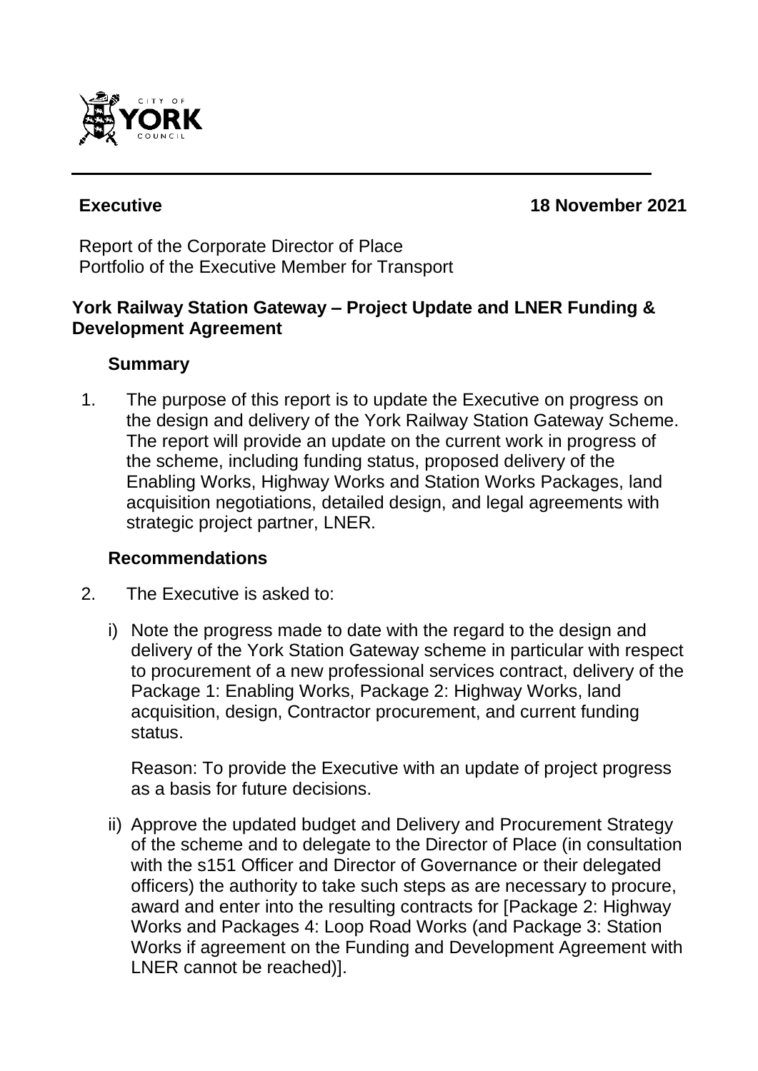**Executive** **18 November 2021**

Report of the Corporate Director of Place
Portfolio of the Executive Member for Transport

## York Railway Station Gateway – Project Update and LNER Funding & Development Agreement

### Summary

1. The purpose of this report is to update the Executive on progress on the design and delivery of the York Railway Station Gateway Scheme. The report will provide an update on the current work in progress of the scheme, including funding status, proposed delivery of the Enabling Works, Highway Works and Station Works Packages, land acquisition negotiations, detailed design, and legal agreements with strategic project partner, LNER.

### Recommendations

2. The Executive is asked to:

   i) Note the progress made to date with the regard to the design and delivery of the York Station Gateway scheme in particular with respect to procurement of a new professional services contract, delivery of the Package 1: Enabling Works, Package 2: Highway Works, land acquisition, design, Contractor procurement, and current funding status.

   Reason: To provide the Executive with an update of project progress as a basis for future decisions.

   ii) Approve the updated budget and Delivery and Procurement Strategy of the scheme and to delegate to the Director of Place (in consultation with the s151 Officer and Director of Governance or their delegated officers) the authority to take such steps as are necessary to procure, award and enter into the resulting contracts for [Package 2: Highway Works and Packages 4: Loop Road Works (and Package 3: Station Works if agreement on the Funding and Development Agreement with LNER cannot be reached)].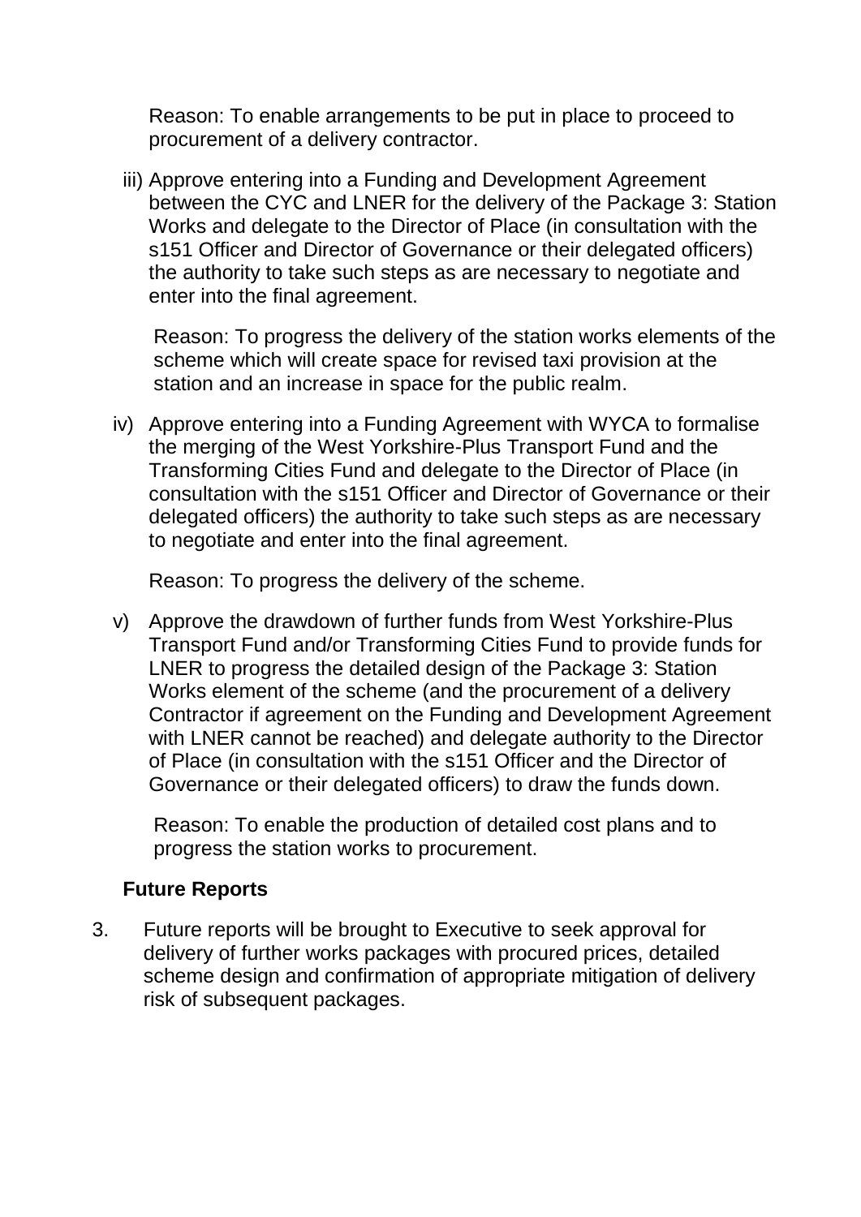Reason: To enable arrangements to be put in place to proceed to procurement of a delivery contractor.

iii) Approve entering into a Funding and Development Agreement between the CYC and LNER for the delivery of the Package 3: Station Works and delegate to the Director of Place (in consultation with the s151 Officer and Director of Governance or their delegated officers) the authority to take such steps as are necessary to negotiate and enter into the final agreement.

Reason: To progress the delivery of the station works elements of the scheme which will create space for revised taxi provision at the station and an increase in space for the public realm.

iv) Approve entering into a Funding Agreement with WYCA to formalise the merging of the West Yorkshire-Plus Transport Fund and the Transforming Cities Fund and delegate to the Director of Place (in consultation with the s151 Officer and Director of Governance or their delegated officers) the authority to take such steps as are necessary to negotiate and enter into the final agreement.

Reason: To progress the delivery of the scheme.

v) Approve the drawdown of further funds from West Yorkshire-Plus Transport Fund and/or Transforming Cities Fund to provide funds for LNER to progress the detailed design of the Package 3: Station Works element of the scheme (and the procurement of a delivery Contractor if agreement on the Funding and Development Agreement with LNER cannot be reached) and delegate authority to the Director of Place (in consultation with the s151 Officer and the Director of Governance or their delegated officers) to draw the funds down.

Reason: To enable the production of detailed cost plans and to progress the station works to procurement.

**Future Reports**

3. Future reports will be brought to Executive to seek approval for delivery of further works packages with procured prices, detailed scheme design and confirmation of appropriate mitigation of delivery risk of subsequent packages.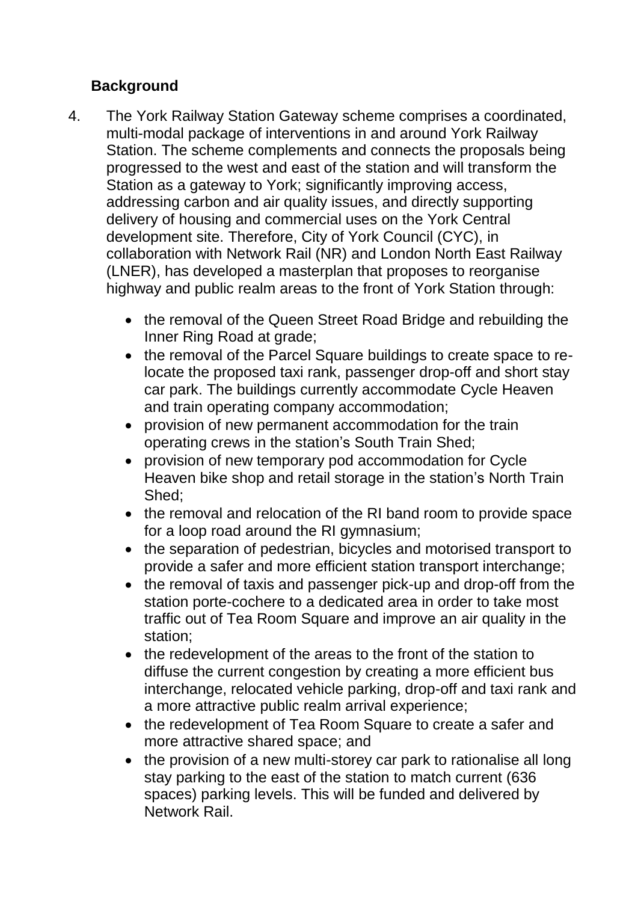## Background

4. The York Railway Station Gateway scheme comprises a coordinated, multi-modal package of interventions in and around York Railway Station. The scheme complements and connects the proposals being progressed to the west and east of the station and will transform the Station as a gateway to York; significantly improving access, addressing carbon and air quality issues, and directly supporting delivery of housing and commercial uses on the York Central development site. Therefore, City of York Council (CYC), in collaboration with Network Rail (NR) and London North East Railway (LNER), has developed a masterplan that proposes to reorganise highway and public realm areas to the front of York Station through:

   - the removal of the Queen Street Road Bridge and rebuilding the Inner Ring Road at grade;
   - the removal of the Parcel Square buildings to create space to re-locate the proposed taxi rank, passenger drop-off and short stay car park. The buildings currently accommodate Cycle Heaven and train operating company accommodation;
   - provision of new permanent accommodation for the train operating crews in the station's South Train Shed;
   - provision of new temporary pod accommodation for Cycle Heaven bike shop and retail storage in the station's North Train Shed;
   - the removal and relocation of the RI band room to provide space for a loop road around the RI gymnasium;
   - the separation of pedestrian, bicycles and motorised transport to provide a safer and more efficient station transport interchange;
   - the removal of taxis and passenger pick-up and drop-off from the station porte-cochere to a dedicated area in order to take most traffic out of Tea Room Square and improve an air quality in the station;
   - the redevelopment of the areas to the front of the station to diffuse the current congestion by creating a more efficient bus interchange, relocated vehicle parking, drop-off and taxi rank and a more attractive public realm arrival experience;
   - the redevelopment of Tea Room Square to create a safer and more attractive shared space; and
   - the provision of a new multi-storey car park to rationalise all long stay parking to the east of the station to match current (636 spaces) parking levels. This will be funded and delivered by Network Rail.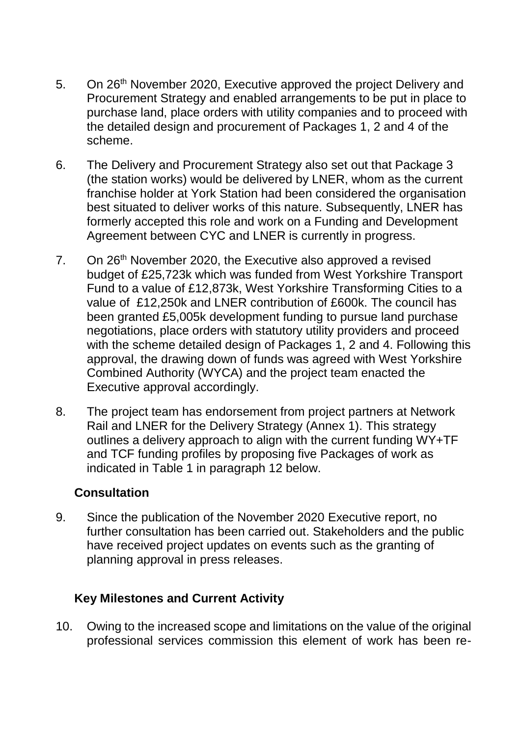5. On 26th November 2020, Executive approved the project Delivery and Procurement Strategy and enabled arrangements to be put in place to purchase land, place orders with utility companies and to proceed with the detailed design and procurement of Packages 1, 2 and 4 of the scheme.

6. The Delivery and Procurement Strategy also set out that Package 3 (the station works) would be delivered by LNER, whom as the current franchise holder at York Station had been considered the organisation best situated to deliver works of this nature. Subsequently, LNER has formerly accepted this role and work on a Funding and Development Agreement between CYC and LNER is currently in progress.

7. On 26th November 2020, the Executive also approved a revised budget of £25,723k which was funded from West Yorkshire Transport Fund to a value of £12,873k, West Yorkshire Transforming Cities to a value of £12,250k and LNER contribution of £600k. The council has been granted £5,005k development funding to pursue land purchase negotiations, place orders with statutory utility providers and proceed with the scheme detailed design of Packages 1, 2 and 4. Following this approval, the drawing down of funds was agreed with West Yorkshire Combined Authority (WYCA) and the project team enacted the Executive approval accordingly.

8. The project team has endorsement from project partners at Network Rail and LNER for the Delivery Strategy (Annex 1). This strategy outlines a delivery approach to align with the current funding WY+TF and TCF funding profiles by proposing five Packages of work as indicated in Table 1 in paragraph 12 below.

**Consultation**

9. Since the publication of the November 2020 Executive report, no further consultation has been carried out. Stakeholders and the public have received project updates on events such as the granting of planning approval in press releases.

**Key Milestones and Current Activity**

10. Owing to the increased scope and limitations on the value of the original professional services commission this element of work has been re-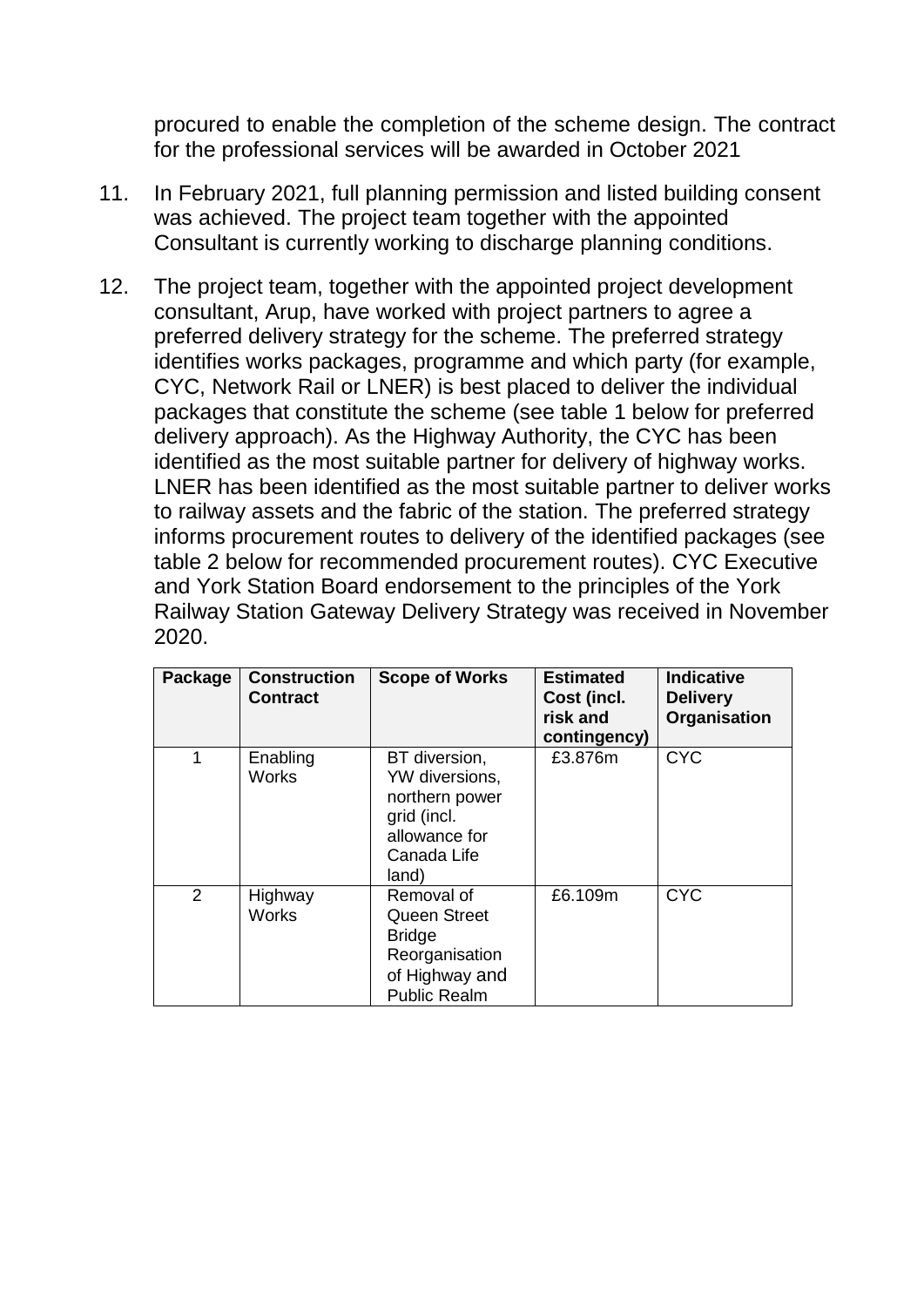procured to enable the completion of the scheme design. The contract for the professional services will be awarded in October 2021

11. In February 2021, full planning permission and listed building consent was achieved. The project team together with the appointed Consultant is currently working to discharge planning conditions.

12. The project team, together with the appointed project development consultant, Arup, have worked with project partners to agree a preferred delivery strategy for the scheme. The preferred strategy identifies works packages, programme and which party (for example, CYC, Network Rail or LNER) is best placed to deliver the individual packages that constitute the scheme (see table 1 below for preferred delivery approach). As the Highway Authority, the CYC has been identified as the most suitable partner for delivery of highway works. LNER has been identified as the most suitable partner to deliver works to railway assets and the fabric of the station. The preferred strategy informs procurement routes to delivery of the identified packages (see table 2 below for recommended procurement routes). CYC Executive and York Station Board endorsement to the principles of the York Railway Station Gateway Delivery Strategy was received in November 2020.

| Package | Construction Contract | Scope of Works | Estimated Cost (incl. risk and contingency) | Indicative Delivery Organisation |
|---|---|---|---|---|
| 1 | Enabling Works | BT diversion, YW diversions, northern power grid (incl. allowance for Canada Life land) | £3.876m | CYC |
| 2 | Highway Works | Removal of Queen Street Bridge Reorganisation of Highway and Public Realm | £6.109m | CYC |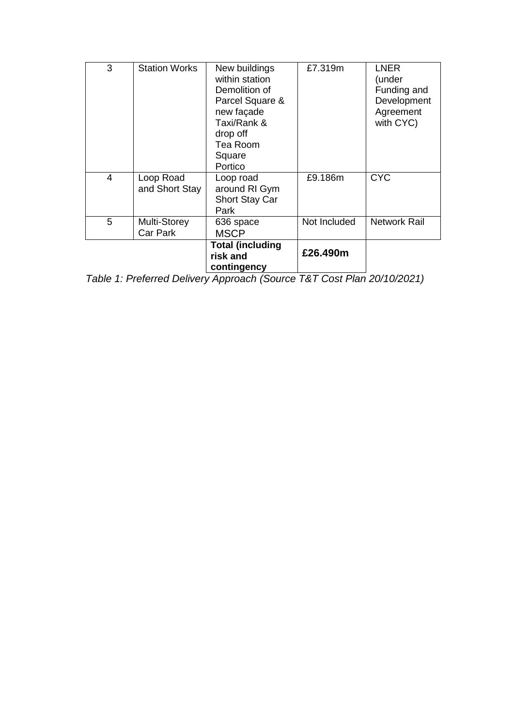| | | | | |
|---|---|---|---|---|
| 3 | Station Works | New buildings within station<br>Demolition of Parcel Square & new façade<br>Taxi/Rank & drop off<br>Tea Room Square<br>Portico | £7.319m | LNER (under Funding and Development Agreement with CYC) |
| 4 | Loop Road and Short Stay | Loop road around RI Gym<br>Short Stay Car Park | £9.186m | CYC |
| 5 | Multi-Storey Car Park | 636 space MSCP | Not Included | Network Rail |
| | | **Total (including risk and contingency** | **£26.490m** | |

*Table 1: Preferred Delivery Approach (Source T&T Cost Plan 20/10/2021)*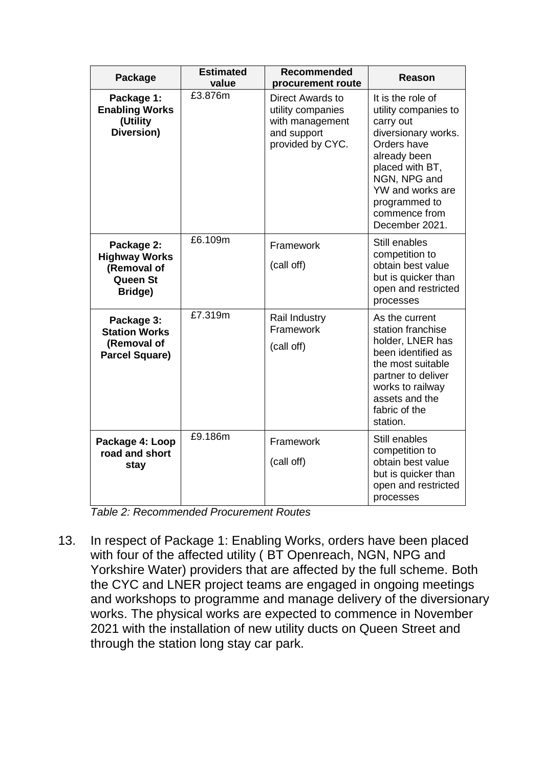| Package | Estimated value | Recommended procurement route | Reason |
|---|---|---|---|
| **Package 1: Enabling Works (Utility Diversion)** | £3.876m | Direct Awards to utility companies with management and support provided by CYC. | It is the role of utility companies to carry out diversionary works. Orders have already been placed with BT, NGN, NPG and YW and works are programmed to commence from December 2021. |
| **Package 2: Highway Works (Removal of Queen St Bridge)** | £6.109m | Framework (call off) | Still enables competition to obtain best value but is quicker than open and restricted processes |
| **Package 3: Station Works (Removal of Parcel Square)** | £7.319m | Rail Industry Framework (call off) | As the current station franchise holder, LNER has been identified as the most suitable partner to deliver works to railway assets and the fabric of the station. |
| **Package 4: Loop road and short stay** | £9.186m | Framework (call off) | Still enables competition to obtain best value but is quicker than open and restricted processes |

*Table 2: Recommended Procurement Routes*

13. In respect of Package 1: Enabling Works, orders have been placed with four of the affected utility ( BT Openreach, NGN, NPG and Yorkshire Water) providers that are affected by the full scheme. Both the CYC and LNER project teams are engaged in ongoing meetings and workshops to programme and manage delivery of the diversionary works. The physical works are expected to commence in November 2021 with the installation of new utility ducts on Queen Street and through the station long stay car park.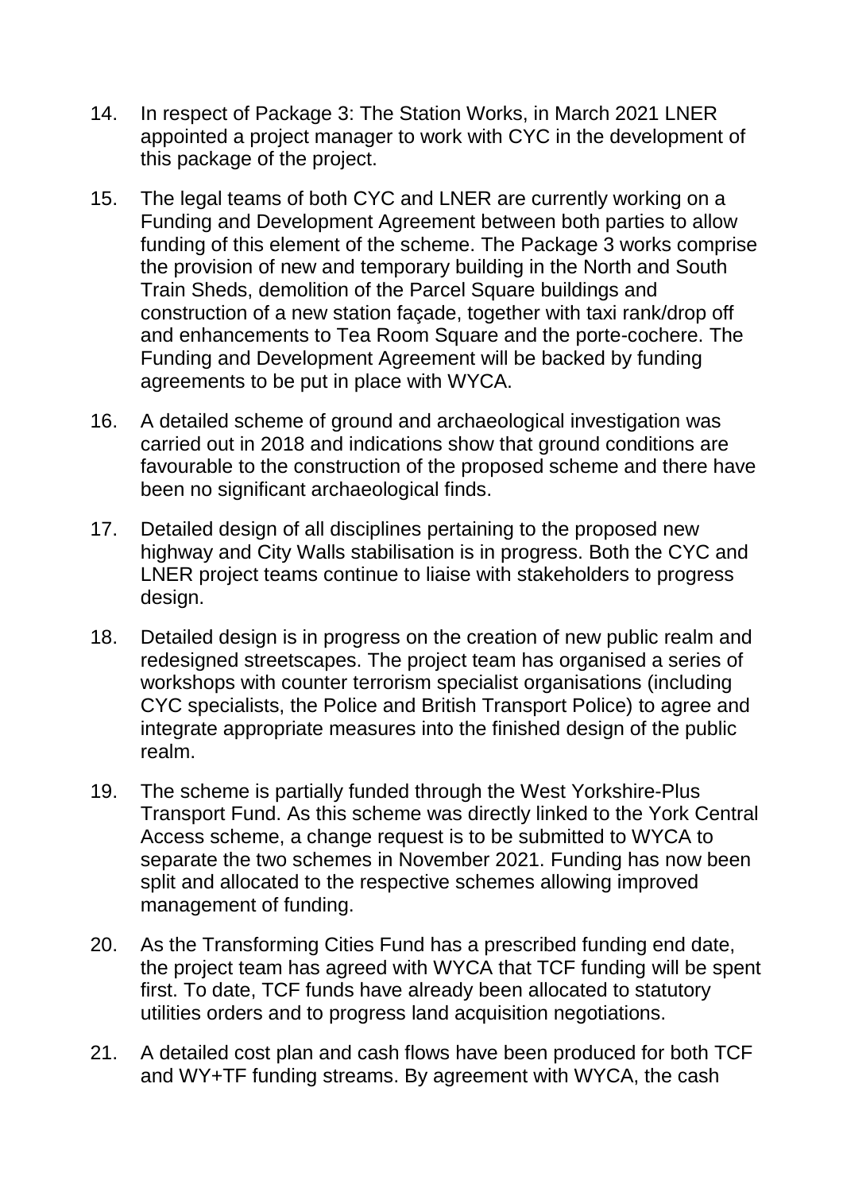14. In respect of Package 3: The Station Works, in March 2021 LNER appointed a project manager to work with CYC in the development of this package of the project.

15. The legal teams of both CYC and LNER are currently working on a Funding and Development Agreement between both parties to allow funding of this element of the scheme. The Package 3 works comprise the provision of new and temporary building in the North and South Train Sheds, demolition of the Parcel Square buildings and construction of a new station façade, together with taxi rank/drop off and enhancements to Tea Room Square and the porte-cochere. The Funding and Development Agreement will be backed by funding agreements to be put in place with WYCA.

16. A detailed scheme of ground and archaeological investigation was carried out in 2018 and indications show that ground conditions are favourable to the construction of the proposed scheme and there have been no significant archaeological finds.

17. Detailed design of all disciplines pertaining to the proposed new highway and City Walls stabilisation is in progress. Both the CYC and LNER project teams continue to liaise with stakeholders to progress design.

18. Detailed design is in progress on the creation of new public realm and redesigned streetscapes. The project team has organised a series of workshops with counter terrorism specialist organisations (including CYC specialists, the Police and British Transport Police) to agree and integrate appropriate measures into the finished design of the public realm.

19. The scheme is partially funded through the West Yorkshire-Plus Transport Fund. As this scheme was directly linked to the York Central Access scheme, a change request is to be submitted to WYCA to separate the two schemes in November 2021. Funding has now been split and allocated to the respective schemes allowing improved management of funding.

20. As the Transforming Cities Fund has a prescribed funding end date, the project team has agreed with WYCA that TCF funding will be spent first. To date, TCF funds have already been allocated to statutory utilities orders and to progress land acquisition negotiations.

21. A detailed cost plan and cash flows have been produced for both TCF and WY+TF funding streams. By agreement with WYCA, the cash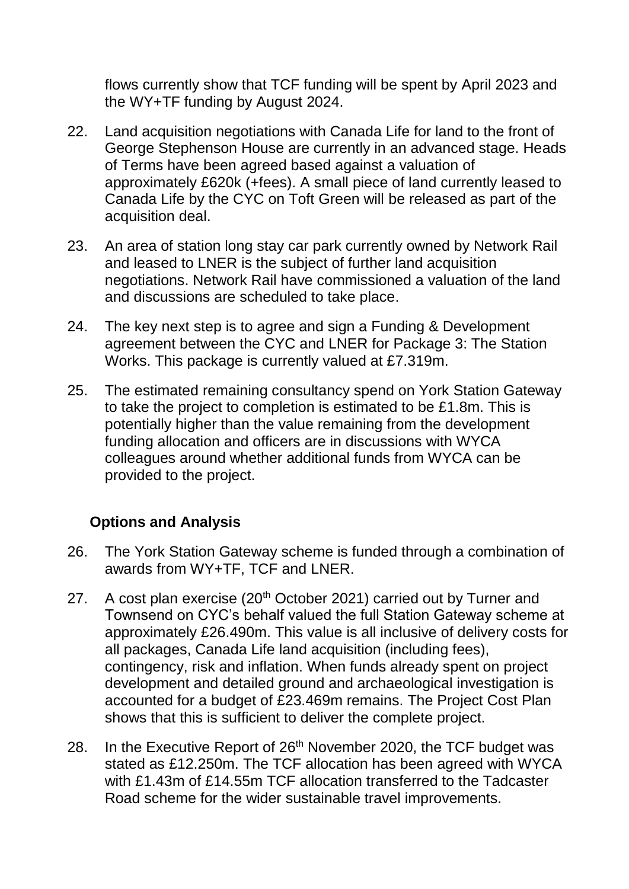flows currently show that TCF funding will be spent by April 2023 and the WY+TF funding by August 2024.

22. Land acquisition negotiations with Canada Life for land to the front of George Stephenson House are currently in an advanced stage. Heads of Terms have been agreed based against a valuation of approximately £620k (+fees). A small piece of land currently leased to Canada Life by the CYC on Toft Green will be released as part of the acquisition deal.

23. An area of station long stay car park currently owned by Network Rail and leased to LNER is the subject of further land acquisition negotiations. Network Rail have commissioned a valuation of the land and discussions are scheduled to take place.

24. The key next step is to agree and sign a Funding & Development agreement between the CYC and LNER for Package 3: The Station Works. This package is currently valued at £7.319m.

25. The estimated remaining consultancy spend on York Station Gateway to take the project to completion is estimated to be £1.8m. This is potentially higher than the value remaining from the development funding allocation and officers are in discussions with WYCA colleagues around whether additional funds from WYCA can be provided to the project.

**Options and Analysis**

26. The York Station Gateway scheme is funded through a combination of awards from WY+TF, TCF and LNER.

27. A cost plan exercise (20th October 2021) carried out by Turner and Townsend on CYC's behalf valued the full Station Gateway scheme at approximately £26.490m. This value is all inclusive of delivery costs for all packages, Canada Life land acquisition (including fees), contingency, risk and inflation. When funds already spent on project development and detailed ground and archaeological investigation is accounted for a budget of £23.469m remains. The Project Cost Plan shows that this is sufficient to deliver the complete project.

28. In the Executive Report of 26th November 2020, the TCF budget was stated as £12.250m. The TCF allocation has been agreed with WYCA with £1.43m of £14.55m TCF allocation transferred to the Tadcaster Road scheme for the wider sustainable travel improvements.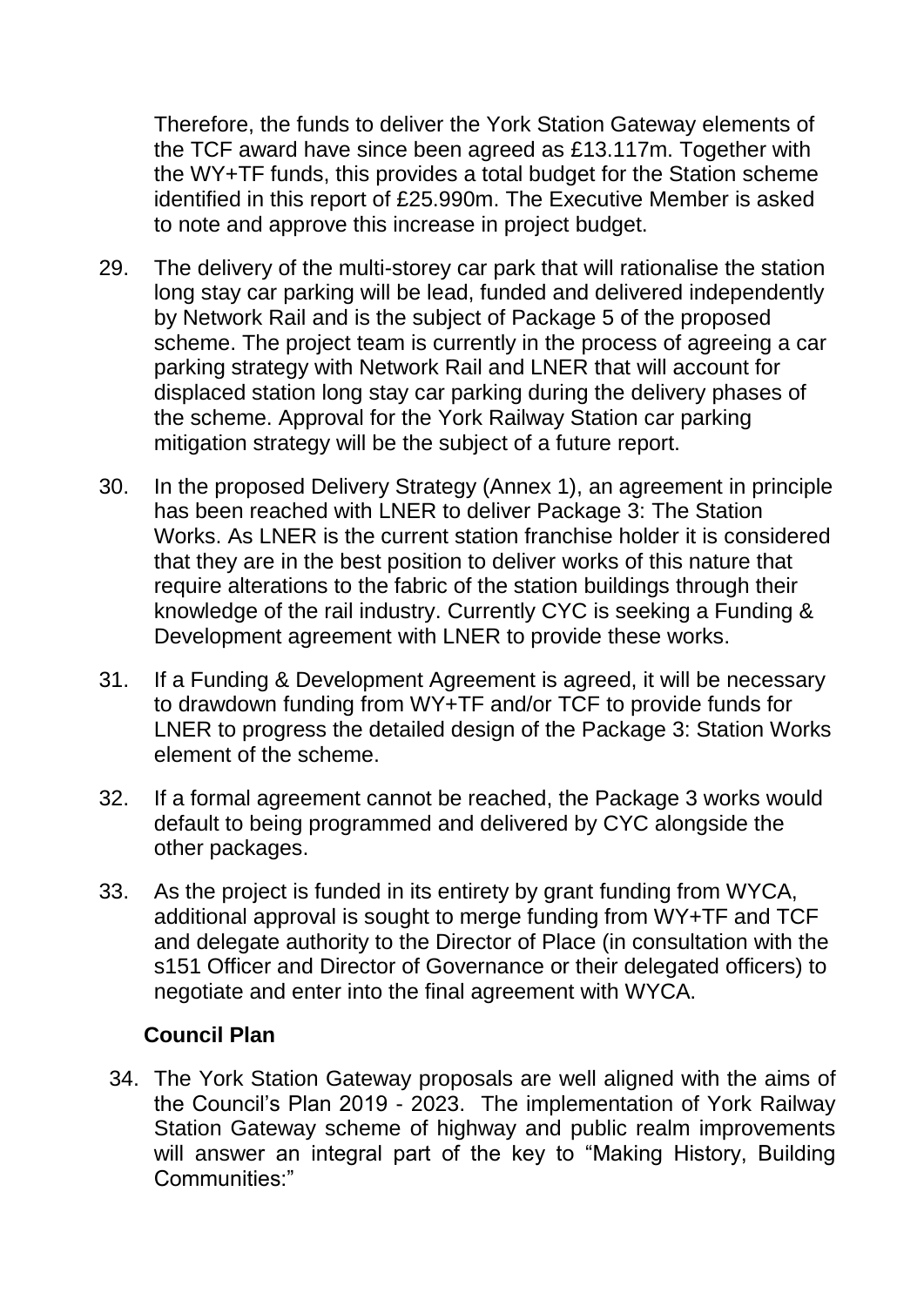Therefore, the funds to deliver the York Station Gateway elements of the TCF award have since been agreed as £13.117m. Together with the WY+TF funds, this provides a total budget for the Station scheme identified in this report of £25.990m. The Executive Member is asked to note and approve this increase in project budget.

29. The delivery of the multi-storey car park that will rationalise the station long stay car parking will be lead, funded and delivered independently by Network Rail and is the subject of Package 5 of the proposed scheme. The project team is currently in the process of agreeing a car parking strategy with Network Rail and LNER that will account for displaced station long stay car parking during the delivery phases of the scheme. Approval for the York Railway Station car parking mitigation strategy will be the subject of a future report.

30. In the proposed Delivery Strategy (Annex 1), an agreement in principle has been reached with LNER to deliver Package 3: The Station Works. As LNER is the current station franchise holder it is considered that they are in the best position to deliver works of this nature that require alterations to the fabric of the station buildings through their knowledge of the rail industry. Currently CYC is seeking a Funding & Development agreement with LNER to provide these works.

31. If a Funding & Development Agreement is agreed, it will be necessary to drawdown funding from WY+TF and/or TCF to provide funds for LNER to progress the detailed design of the Package 3: Station Works element of the scheme.

32. If a formal agreement cannot be reached, the Package 3 works would default to being programmed and delivered by CYC alongside the other packages.

33. As the project is funded in its entirety by grant funding from WYCA, additional approval is sought to merge funding from WY+TF and TCF and delegate authority to the Director of Place (in consultation with the s151 Officer and Director of Governance or their delegated officers) to negotiate and enter into the final agreement with WYCA.

### Council Plan

34. The York Station Gateway proposals are well aligned with the aims of the Council's Plan 2019 - 2023. The implementation of York Railway Station Gateway scheme of highway and public realm improvements will answer an integral part of the key to "Making History, Building Communities:"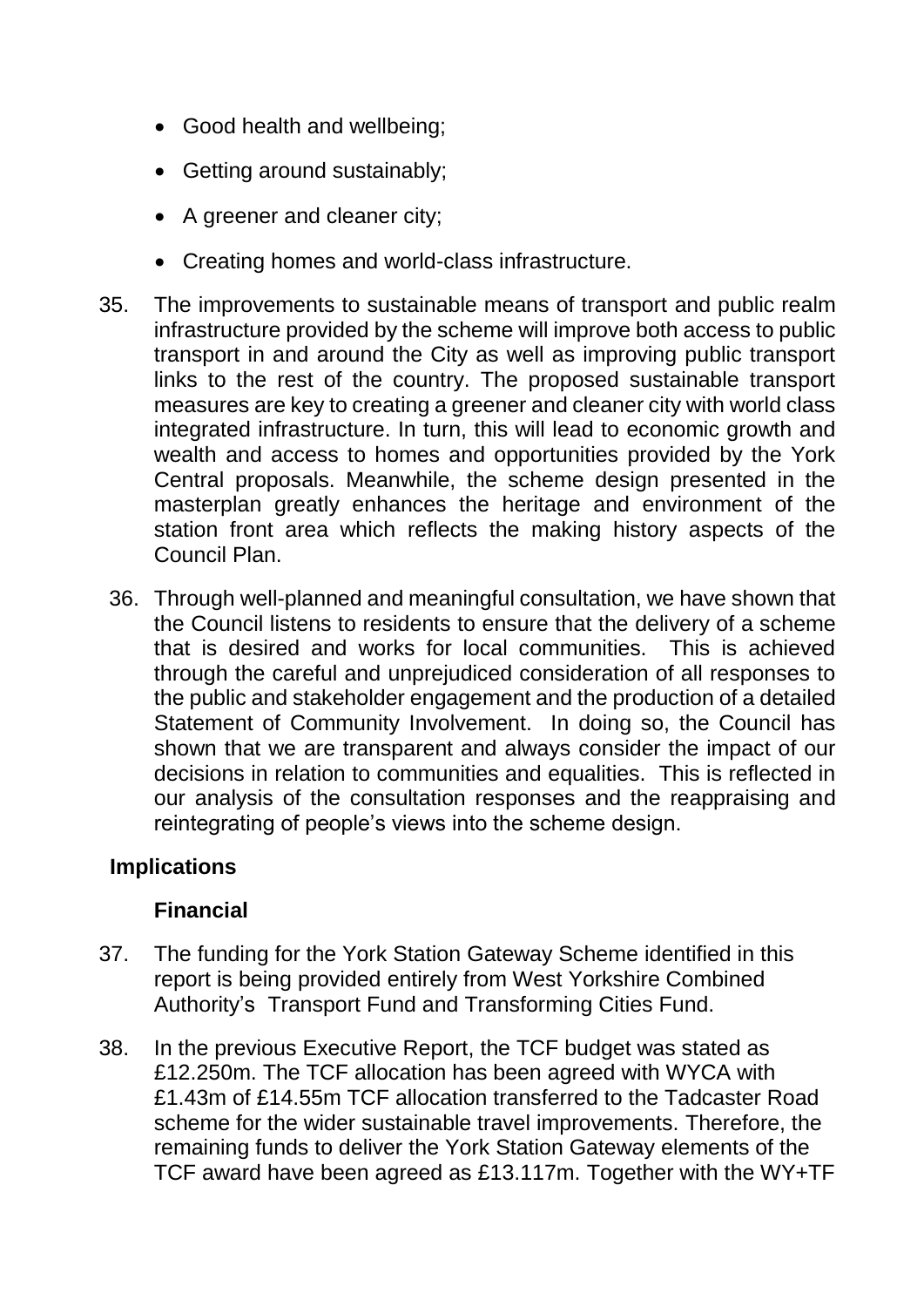- Good health and wellbeing;
- Getting around sustainably;
- A greener and cleaner city;
- Creating homes and world-class infrastructure.

35. The improvements to sustainable means of transport and public realm infrastructure provided by the scheme will improve both access to public transport in and around the City as well as improving public transport links to the rest of the country. The proposed sustainable transport measures are key to creating a greener and cleaner city with world class integrated infrastructure. In turn, this will lead to economic growth and wealth and access to homes and opportunities provided by the York Central proposals. Meanwhile, the scheme design presented in the masterplan greatly enhances the heritage and environment of the station front area which reflects the making history aspects of the Council Plan.

36. Through well-planned and meaningful consultation, we have shown that the Council listens to residents to ensure that the delivery of a scheme that is desired and works for local communities. This is achieved through the careful and unprejudiced consideration of all responses to the public and stakeholder engagement and the production of a detailed Statement of Community Involvement. In doing so, the Council has shown that we are transparent and always consider the impact of our decisions in relation to communities and equalities. This is reflected in our analysis of the consultation responses and the reappraising and reintegrating of people's views into the scheme design.

## Implications

### Financial

37. The funding for the York Station Gateway Scheme identified in this report is being provided entirely from West Yorkshire Combined Authority's Transport Fund and Transforming Cities Fund.

38. In the previous Executive Report, the TCF budget was stated as £12.250m. The TCF allocation has been agreed with WYCA with £1.43m of £14.55m TCF allocation transferred to the Tadcaster Road scheme for the wider sustainable travel improvements. Therefore, the remaining funds to deliver the York Station Gateway elements of the TCF award have been agreed as £13.117m. Together with the WY+TF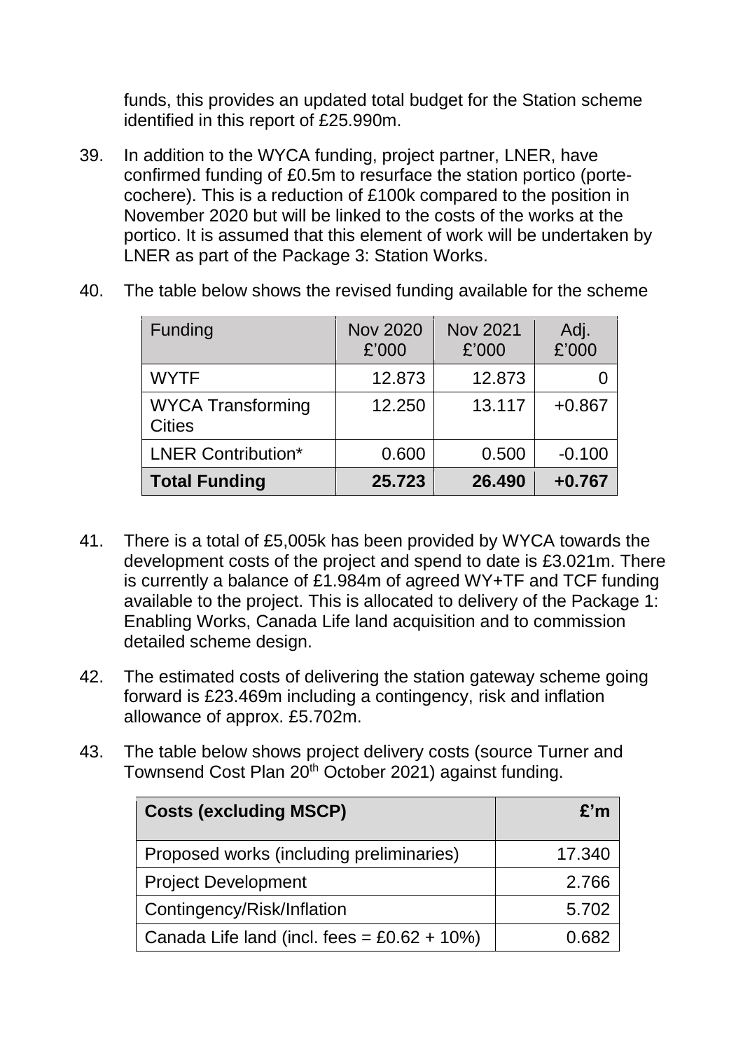funds, this provides an updated total budget for the Station scheme identified in this report of £25.990m.

39. In addition to the WYCA funding, project partner, LNER, have confirmed funding of £0.5m to resurface the station portico (porte-cochere). This is a reduction of £100k compared to the position in November 2020 but will be linked to the costs of the works at the portico. It is assumed that this element of work will be undertaken by LNER as part of the Package 3: Station Works.

40. The table below shows the revised funding available for the scheme

| Funding | Nov 2020 £'000 | Nov 2021 £'000 | Adj. £'000 |
|---|---|---|---|
| WYTF | 12.873 | 12.873 | 0 |
| WYCA Transforming Cities | 12.250 | 13.117 | +0.867 |
| LNER Contribution* | 0.600 | 0.500 | -0.100 |
| **Total Funding** | **25.723** | **26.490** | **+0.767** |

41. There is a total of £5,005k has been provided by WYCA towards the development costs of the project and spend to date is £3.021m. There is currently a balance of £1.984m of agreed WY+TF and TCF funding available to the project. This is allocated to delivery of the Package 1: Enabling Works, Canada Life land acquisition and to commission detailed scheme design.

42. The estimated costs of delivering the station gateway scheme going forward is £23.469m including a contingency, risk and inflation allowance of approx. £5.702m.

43. The table below shows project delivery costs (source Turner and Townsend Cost Plan 20th October 2021) against funding.

| Costs (excluding MSCP) | £'m |
|---|---|
| Proposed works (including preliminaries) | 17.340 |
| Project Development | 2.766 |
| Contingency/Risk/Inflation | 5.702 |
| Canada Life land (incl. fees = £0.62 + 10%) | 0.682 |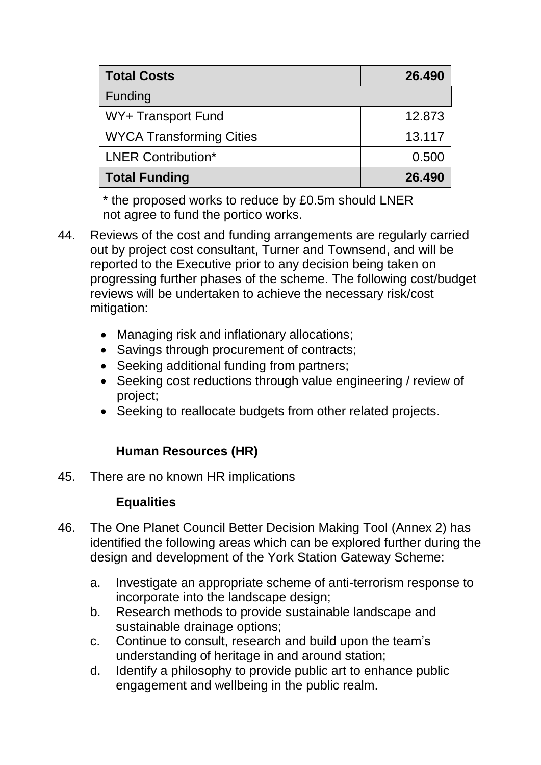| **Total Costs** | **26.490** |
|---|---|
| Funding | |
| WY+ Transport Fund | 12.873 |
| WYCA Transforming Cities | 13.117 |
| LNER Contribution* | 0.500 |
| **Total Funding** | **26.490** |

* the proposed works to reduce by £0.5m should LNER not agree to fund the portico works.

44. Reviews of the cost and funding arrangements are regularly carried out by project cost consultant, Turner and Townsend, and will be reported to the Executive prior to any decision being taken on progressing further phases of the scheme. The following cost/budget reviews will be undertaken to achieve the necessary risk/cost mitigation:

    - Managing risk and inflationary allocations;
    - Savings through procurement of contracts;
    - Seeking additional funding from partners;
    - Seeking cost reductions through value engineering / review of project;
    - Seeking to reallocate budgets from other related projects.

**Human Resources (HR)**

45. There are no known HR implications

**Equalities**

46. The One Planet Council Better Decision Making Tool (Annex 2) has identified the following areas which can be explored further during the design and development of the York Station Gateway Scheme:

    a. Investigate an appropriate scheme of anti-terrorism response to incorporate into the landscape design;
    b. Research methods to provide sustainable landscape and sustainable drainage options;
    c. Continue to consult, research and build upon the team's understanding of heritage in and around station;
    d. Identify a philosophy to provide public art to enhance public engagement and wellbeing in the public realm.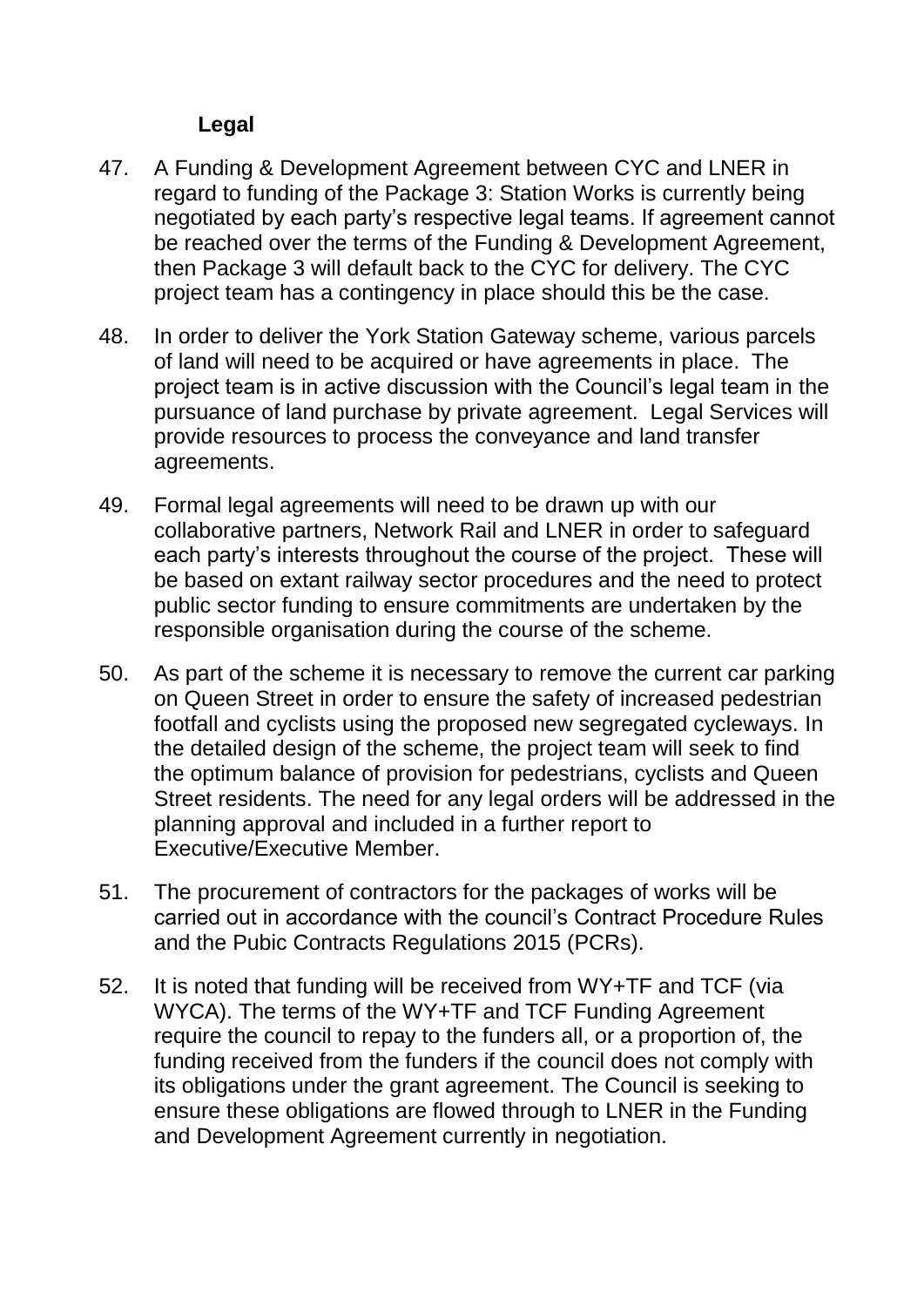**Legal**

47. A Funding & Development Agreement between CYC and LNER in regard to funding of the Package 3: Station Works is currently being negotiated by each party's respective legal teams. If agreement cannot be reached over the terms of the Funding & Development Agreement, then Package 3 will default back to the CYC for delivery. The CYC project team has a contingency in place should this be the case.

48. In order to deliver the York Station Gateway scheme, various parcels of land will need to be acquired or have agreements in place. The project team is in active discussion with the Council's legal team in the pursuance of land purchase by private agreement. Legal Services will provide resources to process the conveyance and land transfer agreements.

49. Formal legal agreements will need to be drawn up with our collaborative partners, Network Rail and LNER in order to safeguard each party's interests throughout the course of the project. These will be based on extant railway sector procedures and the need to protect public sector funding to ensure commitments are undertaken by the responsible organisation during the course of the scheme.

50. As part of the scheme it is necessary to remove the current car parking on Queen Street in order to ensure the safety of increased pedestrian footfall and cyclists using the proposed new segregated cycleways. In the detailed design of the scheme, the project team will seek to find the optimum balance of provision for pedestrians, cyclists and Queen Street residents. The need for any legal orders will be addressed in the planning approval and included in a further report to Executive/Executive Member.

51. The procurement of contractors for the packages of works will be carried out in accordance with the council's Contract Procedure Rules and the Pubic Contracts Regulations 2015 (PCRs).

52. It is noted that funding will be received from WY+TF and TCF (via WYCA). The terms of the WY+TF and TCF Funding Agreement require the council to repay to the funders all, or a proportion of, the funding received from the funders if the council does not comply with its obligations under the grant agreement. The Council is seeking to ensure these obligations are flowed through to LNER in the Funding and Development Agreement currently in negotiation.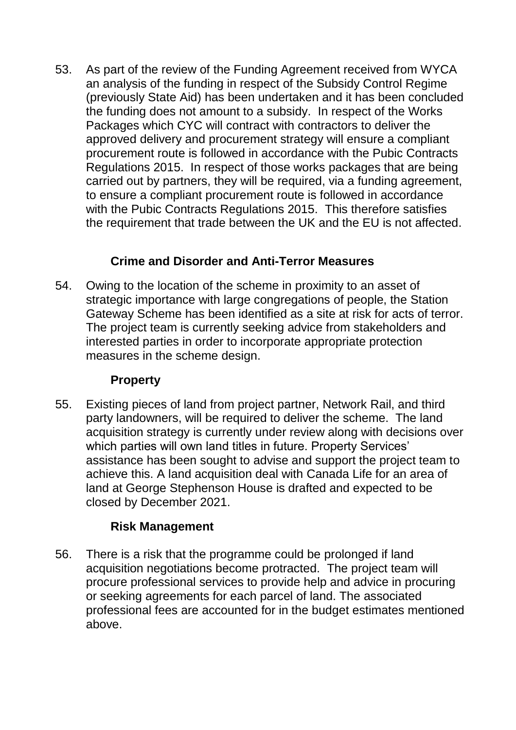53. As part of the review of the Funding Agreement received from WYCA an analysis of the funding in respect of the Subsidy Control Regime (previously State Aid) has been undertaken and it has been concluded the funding does not amount to a subsidy. In respect of the Works Packages which CYC will contract with contractors to deliver the approved delivery and procurement strategy will ensure a compliant procurement route is followed in accordance with the Pubic Contracts Regulations 2015. In respect of those works packages that are being carried out by partners, they will be required, via a funding agreement, to ensure a compliant procurement route is followed in accordance with the Pubic Contracts Regulations 2015. This therefore satisfies the requirement that trade between the UK and the EU is not affected.

**Crime and Disorder and Anti-Terror Measures**

54. Owing to the location of the scheme in proximity to an asset of strategic importance with large congregations of people, the Station Gateway Scheme has been identified as a site at risk for acts of terror. The project team is currently seeking advice from stakeholders and interested parties in order to incorporate appropriate protection measures in the scheme design.

**Property**

55. Existing pieces of land from project partner, Network Rail, and third party landowners, will be required to deliver the scheme. The land acquisition strategy is currently under review along with decisions over which parties will own land titles in future. Property Services' assistance has been sought to advise and support the project team to achieve this. A land acquisition deal with Canada Life for an area of land at George Stephenson House is drafted and expected to be closed by December 2021.

**Risk Management**

56. There is a risk that the programme could be prolonged if land acquisition negotiations become protracted. The project team will procure professional services to provide help and advice in procuring or seeking agreements for each parcel of land. The associated professional fees are accounted for in the budget estimates mentioned above.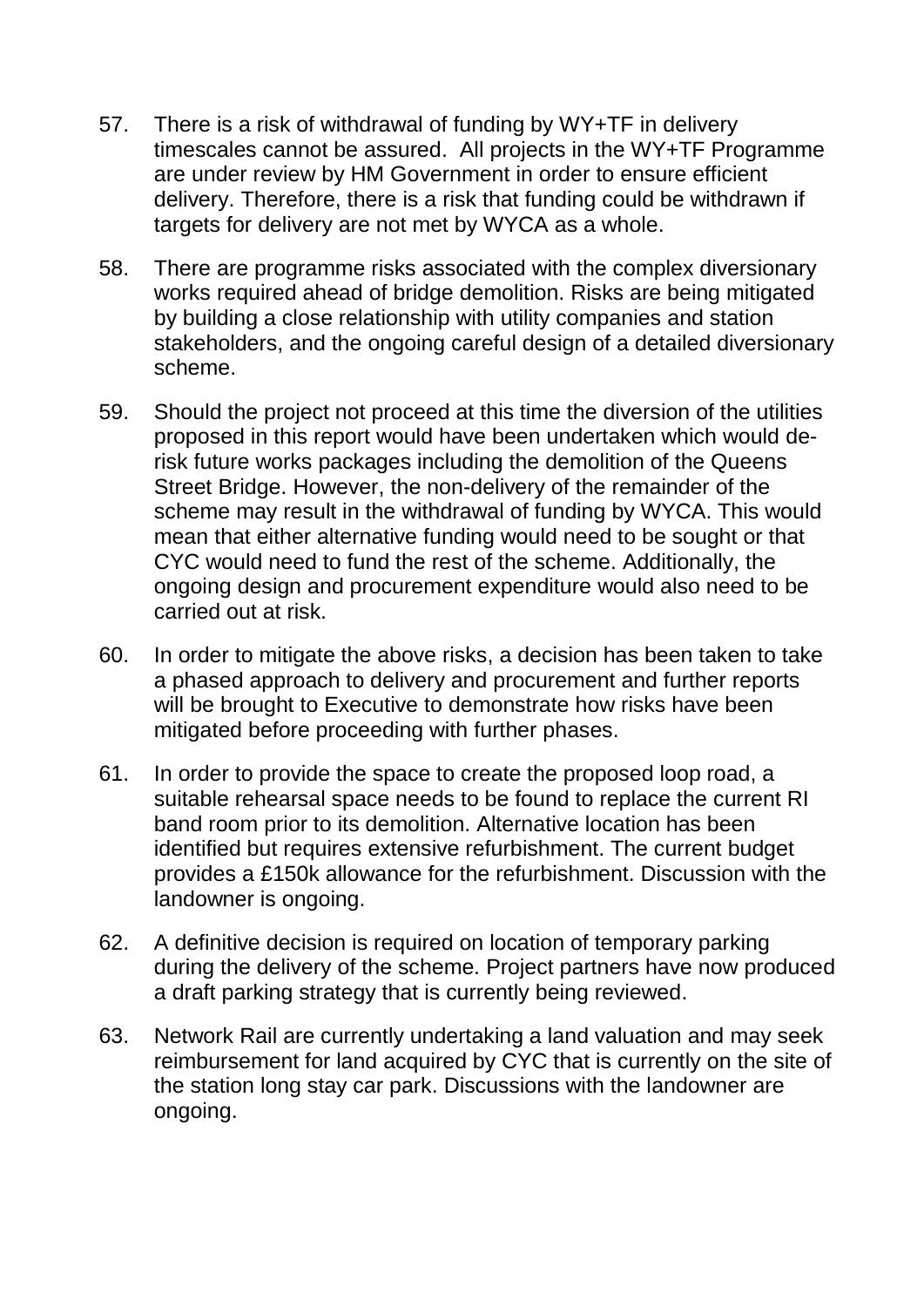57. There is a risk of withdrawal of funding by WY+TF in delivery timescales cannot be assured. All projects in the WY+TF Programme are under review by HM Government in order to ensure efficient delivery. Therefore, there is a risk that funding could be withdrawn if targets for delivery are not met by WYCA as a whole.

58. There are programme risks associated with the complex diversionary works required ahead of bridge demolition. Risks are being mitigated by building a close relationship with utility companies and station stakeholders, and the ongoing careful design of a detailed diversionary scheme.

59. Should the project not proceed at this time the diversion of the utilities proposed in this report would have been undertaken which would de-risk future works packages including the demolition of the Queens Street Bridge. However, the non-delivery of the remainder of the scheme may result in the withdrawal of funding by WYCA. This would mean that either alternative funding would need to be sought or that CYC would need to fund the rest of the scheme. Additionally, the ongoing design and procurement expenditure would also need to be carried out at risk.

60. In order to mitigate the above risks, a decision has been taken to take a phased approach to delivery and procurement and further reports will be brought to Executive to demonstrate how risks have been mitigated before proceeding with further phases.

61. In order to provide the space to create the proposed loop road, a suitable rehearsal space needs to be found to replace the current RI band room prior to its demolition. Alternative location has been identified but requires extensive refurbishment. The current budget provides a £150k allowance for the refurbishment. Discussion with the landowner is ongoing.

62. A definitive decision is required on location of temporary parking during the delivery of the scheme. Project partners have now produced a draft parking strategy that is currently being reviewed.

63. Network Rail are currently undertaking a land valuation and may seek reimbursement for land acquired by CYC that is currently on the site of the station long stay car park. Discussions with the landowner are ongoing.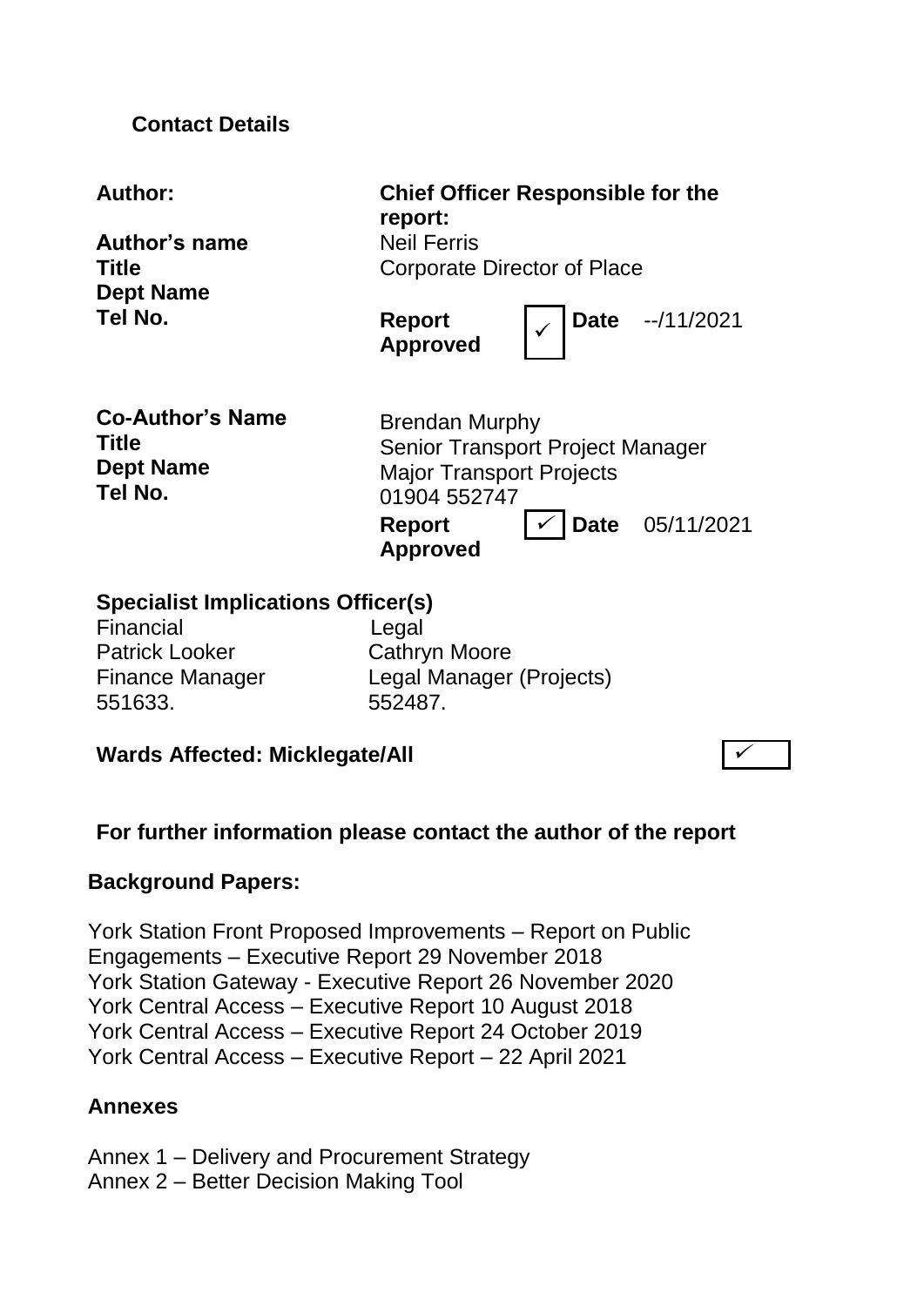## Contact Details

| | |
|---|---|
| **Author:** | **Chief Officer Responsible for the report:** |
| **Author's name** | Neil Ferris |
| **Title** | Corporate Director of Place |
| **Dept Name** | |
| **Tel No.** | **Report Approved** ✓ **Date** --/11/2021 |
| | |
| **Co-Author's Name** | Brendan Murphy |
| **Title** | Senior Transport Project Manager |
| **Dept Name** | Major Transport Projects |
| **Tel No.** | 01904 552747 |
| | **Report Approved** ✓ **Date** 05/11/2021 |

**Specialist Implications Officer(s)**

| Financial | Legal |
|---|---|
| Patrick Looker | Cathryn Moore |
| Finance Manager | Legal Manager (Projects) |
| 551633. | 552487. |

**Wards Affected: Micklegate/All** ✓

**For further information please contact the author of the report**

**Background Papers:**

York Station Front Proposed Improvements – Report on Public Engagements – Executive Report 29 November 2018
York Station Gateway - Executive Report 26 November 2020
York Central Access – Executive Report 10 August 2018
York Central Access – Executive Report 24 October 2019
York Central Access – Executive Report – 22 April 2021

**Annexes**

Annex 1 – Delivery and Procurement Strategy
Annex 2 – Better Decision Making Tool